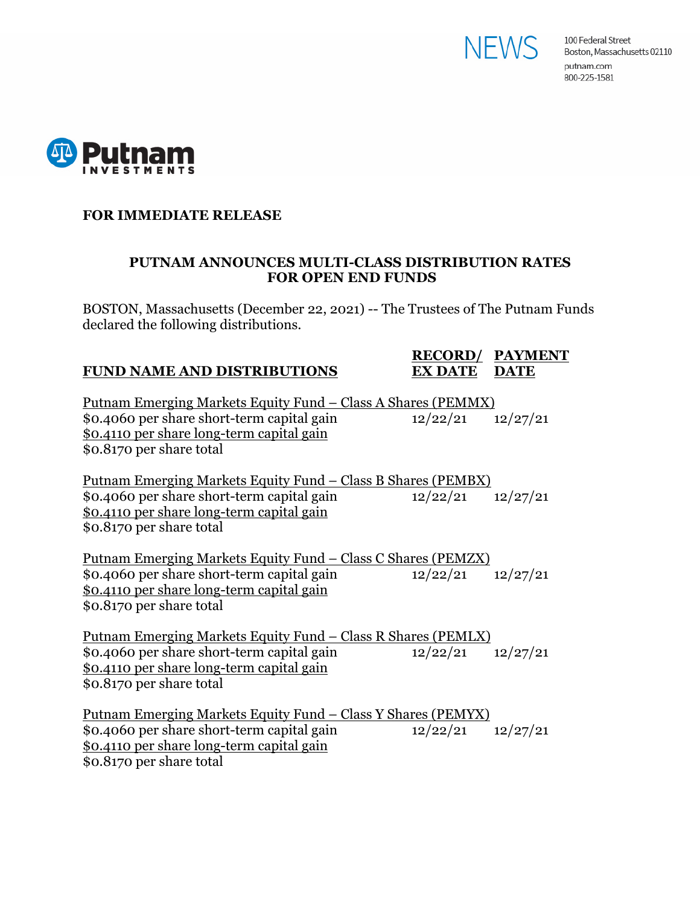NEWS

100 Federal Street
Boston, Massachusetts 02110
putnam.com
800-225-1581

Putnam INVESTMENTS

**FOR IMMEDIATE RELEASE**

## PUTNAM ANNOUNCES MULTI-CLASS DISTRIBUTION RATES FOR OPEN END FUNDS

BOSTON, Massachusetts (December 22, 2021) -- The Trustees of The Putnam Funds declared the following distributions.

| FUND NAME AND DISTRIBUTIONS | RECORD/ EX DATE | PAYMENT DATE |
|---|---|---|
| Putnam Emerging Markets Equity Fund – Class A Shares (PEMMX) | | |
| $0.4060 per share short-term capital gain | 12/22/21 | 12/27/21 |
| $0.4110 per share long-term capital gain | | |
| $0.8170 per share total | | |
| Putnam Emerging Markets Equity Fund – Class B Shares (PEMBX) | | |
| $0.4060 per share short-term capital gain | 12/22/21 | 12/27/21 |
| $0.4110 per share long-term capital gain | | |
| $0.8170 per share total | | |
| Putnam Emerging Markets Equity Fund – Class C Shares (PEMZX) | | |
| $0.4060 per share short-term capital gain | 12/22/21 | 12/27/21 |
| $0.4110 per share long-term capital gain | | |
| $0.8170 per share total | | |
| Putnam Emerging Markets Equity Fund – Class R Shares (PEMLX) | | |
| $0.4060 per share short-term capital gain | 12/22/21 | 12/27/21 |
| $0.4110 per share long-term capital gain | | |
| $0.8170 per share total | | |
| Putnam Emerging Markets Equity Fund – Class Y Shares (PEMYX) | | |
| $0.4060 per share short-term capital gain | 12/22/21 | 12/27/21 |
| $0.4110 per share long-term capital gain | | |
| $0.8170 per share total | | |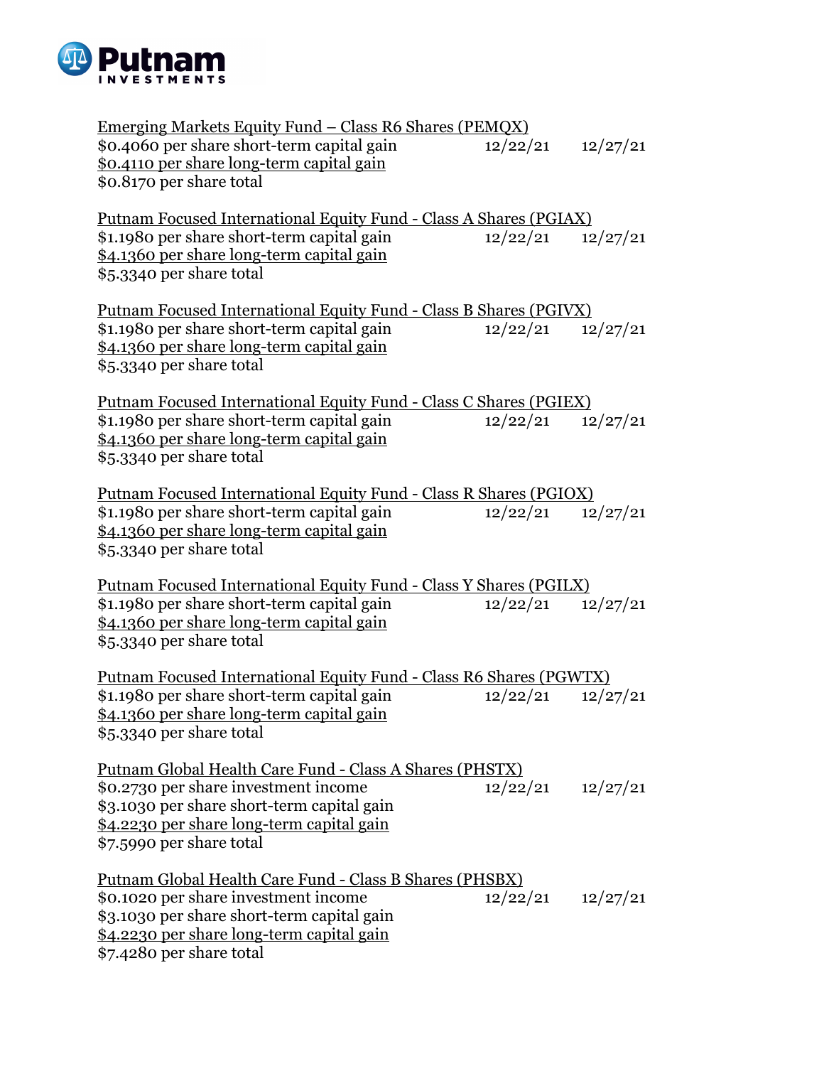**Putnam INVESTMENTS**

| | | |
|---|---|---|
| Emerging Markets Equity Fund – Class R6 Shares (PEMQX) | | |
| $0.4060 per share short-term capital gain | 12/22/21 | 12/27/21 |
| $0.4110 per share long-term capital gain | | |
| $0.8170 per share total | | |
| | | |
| Putnam Focused International Equity Fund - Class A Shares (PGIAX) | | |
| $1.1980 per share short-term capital gain | 12/22/21 | 12/27/21 |
| $4.1360 per share long-term capital gain | | |
| $5.3340 per share total | | |
| | | |
| Putnam Focused International Equity Fund - Class B Shares (PGIVX) | | |
| $1.1980 per share short-term capital gain | 12/22/21 | 12/27/21 |
| $4.1360 per share long-term capital gain | | |
| $5.3340 per share total | | |
| | | |
| Putnam Focused International Equity Fund - Class C Shares (PGIEX) | | |
| $1.1980 per share short-term capital gain | 12/22/21 | 12/27/21 |
| $4.1360 per share long-term capital gain | | |
| $5.3340 per share total | | |
| | | |
| Putnam Focused International Equity Fund - Class R Shares (PGIOX) | | |
| $1.1980 per share short-term capital gain | 12/22/21 | 12/27/21 |
| $4.1360 per share long-term capital gain | | |
| $5.3340 per share total | | |
| | | |
| Putnam Focused International Equity Fund - Class Y Shares (PGILX) | | |
| $1.1980 per share short-term capital gain | 12/22/21 | 12/27/21 |
| $4.1360 per share long-term capital gain | | |
| $5.3340 per share total | | |
| | | |
| Putnam Focused International Equity Fund - Class R6 Shares (PGWTX) | | |
| $1.1980 per share short-term capital gain | 12/22/21 | 12/27/21 |
| $4.1360 per share long-term capital gain | | |
| $5.3340 per share total | | |
| | | |
| Putnam Global Health Care Fund - Class A Shares (PHSTX) | | |
| $0.2730 per share investment income | 12/22/21 | 12/27/21 |
| $3.1030 per share short-term capital gain | | |
| $4.2230 per share long-term capital gain | | |
| $7.5990 per share total | | |
| | | |
| Putnam Global Health Care Fund - Class B Shares (PHSBX) | | |
| $0.1020 per share investment income | 12/22/21 | 12/27/21 |
| $3.1030 per share short-term capital gain | | |
| $4.2230 per share long-term capital gain | | |
| $7.4280 per share total | | |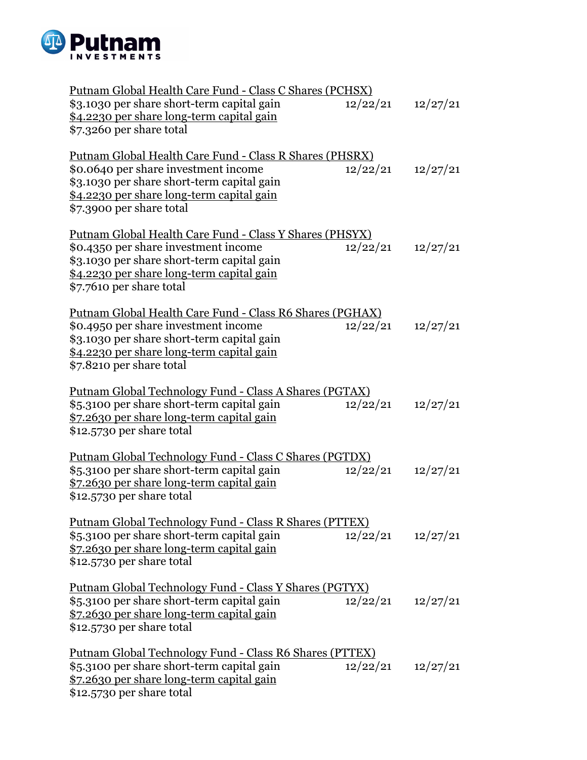Putnam Global Health Care Fund - Class C Shares (PCHSX)
$3.1030 per share short-term capital gain 12/22/21 12/27/21
$4.2230 per share long-term capital gain
$7.3260 per share total

Putnam Global Health Care Fund - Class R Shares (PHSRX)
$0.0640 per share investment income 12/22/21 12/27/21
$3.1030 per share short-term capital gain
$4.2230 per share long-term capital gain
$7.3900 per share total

Putnam Global Health Care Fund - Class Y Shares (PHSYX)
$0.4350 per share investment income 12/22/21 12/27/21
$3.1030 per share short-term capital gain
$4.2230 per share long-term capital gain
$7.7610 per share total

Putnam Global Health Care Fund - Class R6 Shares (PGHAX)
$0.4950 per share investment income 12/22/21 12/27/21
$3.1030 per share short-term capital gain
$4.2230 per share long-term capital gain
$7.8210 per share total

Putnam Global Technology Fund - Class A Shares (PGTAX)
$5.3100 per share short-term capital gain 12/22/21 12/27/21
$7.2630 per share long-term capital gain
$12.5730 per share total

Putnam Global Technology Fund - Class C Shares (PGTDX)
$5.3100 per share short-term capital gain 12/22/21 12/27/21
$7.2630 per share long-term capital gain
$12.5730 per share total

Putnam Global Technology Fund - Class R Shares (PTTEX)
$5.3100 per share short-term capital gain 12/22/21 12/27/21
$7.2630 per share long-term capital gain
$12.5730 per share total

Putnam Global Technology Fund - Class Y Shares (PGTYX)
$5.3100 per share short-term capital gain 12/22/21 12/27/21
$7.2630 per share long-term capital gain
$12.5730 per share total

Putnam Global Technology Fund - Class R6 Shares (PTTEX)
$5.3100 per share short-term capital gain 12/22/21 12/27/21
$7.2630 per share long-term capital gain
$12.5730 per share total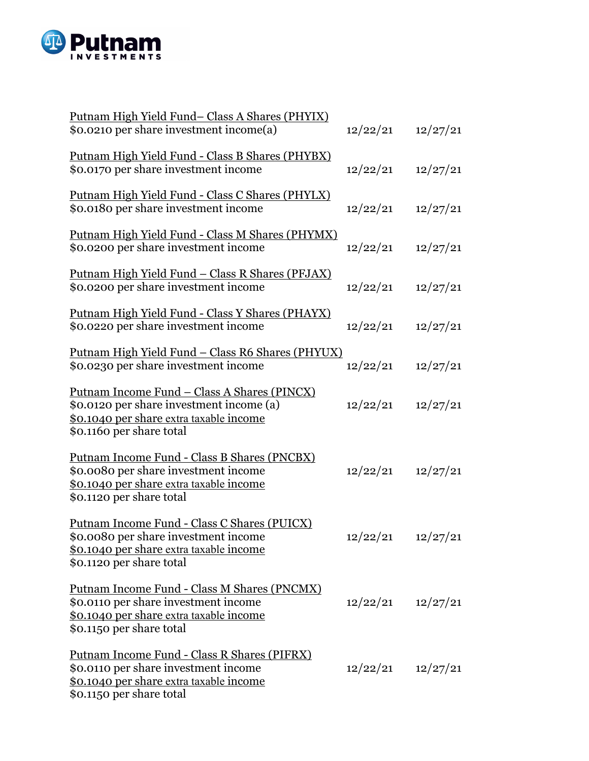| | | |
|---|---|---|
| Putnam High Yield Fund– Class A Shares (PHYIX)<br>$0.0210 per share investment income(a) | 12/22/21 | 12/27/21 |
| Putnam High Yield Fund - Class B Shares (PHYBX)<br>$0.0170 per share investment income | 12/22/21 | 12/27/21 |
| Putnam High Yield Fund - Class C Shares (PHYLX)<br>$0.0180 per share investment income | 12/22/21 | 12/27/21 |
| Putnam High Yield Fund - Class M Shares (PHYMX)<br>$0.0200 per share investment income | 12/22/21 | 12/27/21 |
| Putnam High Yield Fund – Class R Shares (PFJAX)<br>$0.0200 per share investment income | 12/22/21 | 12/27/21 |
| Putnam High Yield Fund - Class Y Shares (PHAYX)<br>$0.0220 per share investment income | 12/22/21 | 12/27/21 |
| Putnam High Yield Fund – Class R6 Shares (PHYUX)<br>$0.0230 per share investment income | 12/22/21 | 12/27/21 |
| Putnam Income Fund – Class A Shares (PINCX)<br>$0.0120 per share investment income (a)<br>$0.1040 per share extra taxable income<br>$0.1160 per share total | 12/22/21 | 12/27/21 |
| Putnam Income Fund - Class B Shares (PNCBX)<br>$0.0080 per share investment income<br>$0.1040 per share extra taxable income<br>$0.1120 per share total | 12/22/21 | 12/27/21 |
| Putnam Income Fund - Class C Shares (PUICX)<br>$0.0080 per share investment income<br>$0.1040 per share extra taxable income<br>$0.1120 per share total | 12/22/21 | 12/27/21 |
| Putnam Income Fund - Class M Shares (PNCMX)<br>$0.0110 per share investment income<br>$0.1040 per share extra taxable income<br>$0.1150 per share total | 12/22/21 | 12/27/21 |
| Putnam Income Fund - Class R Shares (PIFRX)<br>$0.0110 per share investment income<br>$0.1040 per share extra taxable income<br>$0.1150 per share total | 12/22/21 | 12/27/21 |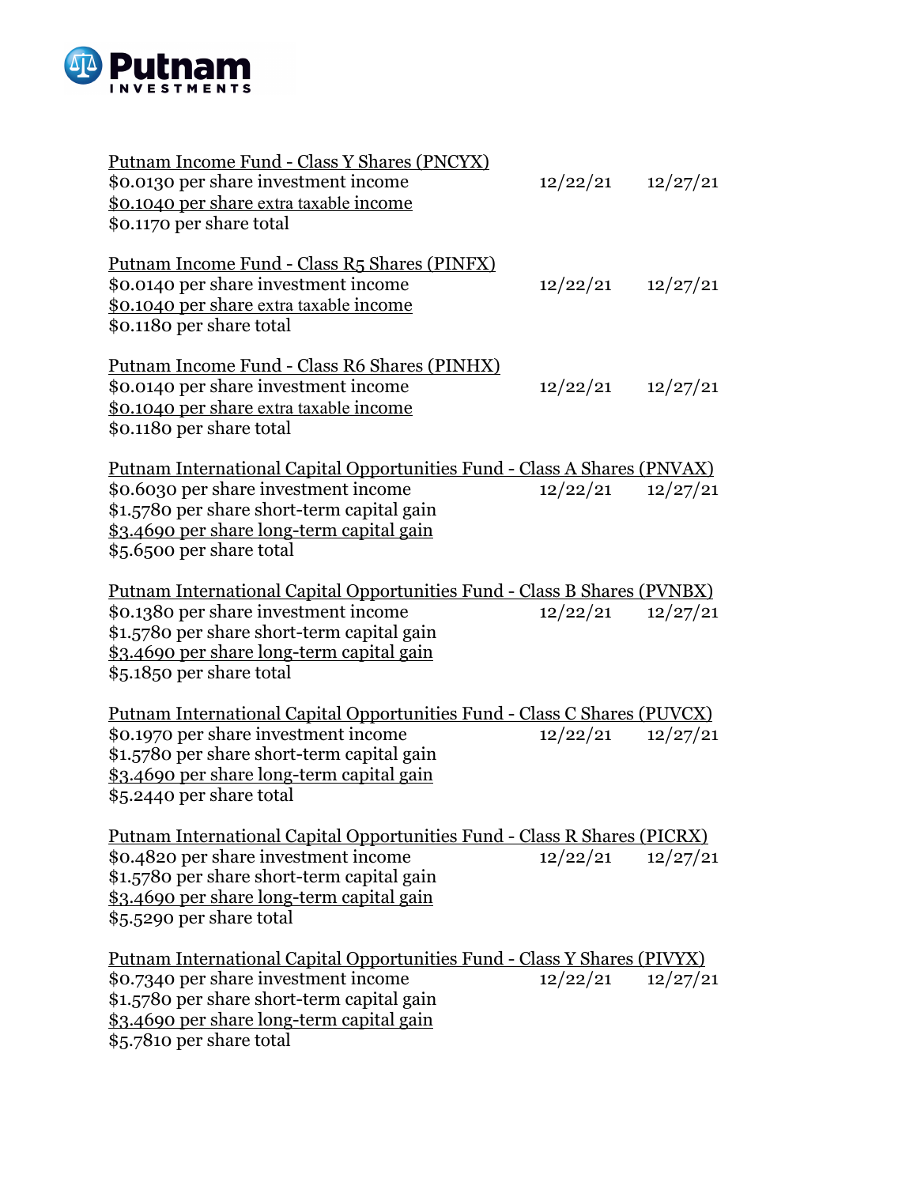Putnam Income Fund - Class Y Shares (PNCYX)
$0.0130 per share investment income 12/22/21 12/27/21
$0.1040 per share extra taxable income
$0.1170 per share total

Putnam Income Fund - Class R5 Shares (PINFX)
$0.0140 per share investment income 12/22/21 12/27/21
$0.1040 per share extra taxable income
$0.1180 per share total

Putnam Income Fund - Class R6 Shares (PINHX)
$0.0140 per share investment income 12/22/21 12/27/21
$0.1040 per share extra taxable income
$0.1180 per share total

Putnam International Capital Opportunities Fund - Class A Shares (PNVAX)
$0.6030 per share investment income 12/22/21 12/27/21
$1.5780 per share short-term capital gain
$3.4690 per share long-term capital gain
$5.6500 per share total

Putnam International Capital Opportunities Fund - Class B Shares (PVNBX)
$0.1380 per share investment income 12/22/21 12/27/21
$1.5780 per share short-term capital gain
$3.4690 per share long-term capital gain
$5.1850 per share total

Putnam International Capital Opportunities Fund - Class C Shares (PUVCX)
$0.1970 per share investment income 12/22/21 12/27/21
$1.5780 per share short-term capital gain
$3.4690 per share long-term capital gain
$5.2440 per share total

Putnam International Capital Opportunities Fund - Class R Shares (PICRX)
$0.4820 per share investment income 12/22/21 12/27/21
$1.5780 per share short-term capital gain
$3.4690 per share long-term capital gain
$5.5290 per share total

Putnam International Capital Opportunities Fund - Class Y Shares (PIVYX)
$0.7340 per share investment income 12/22/21 12/27/21
$1.5780 per share short-term capital gain
$3.4690 per share long-term capital gain
$5.7810 per share total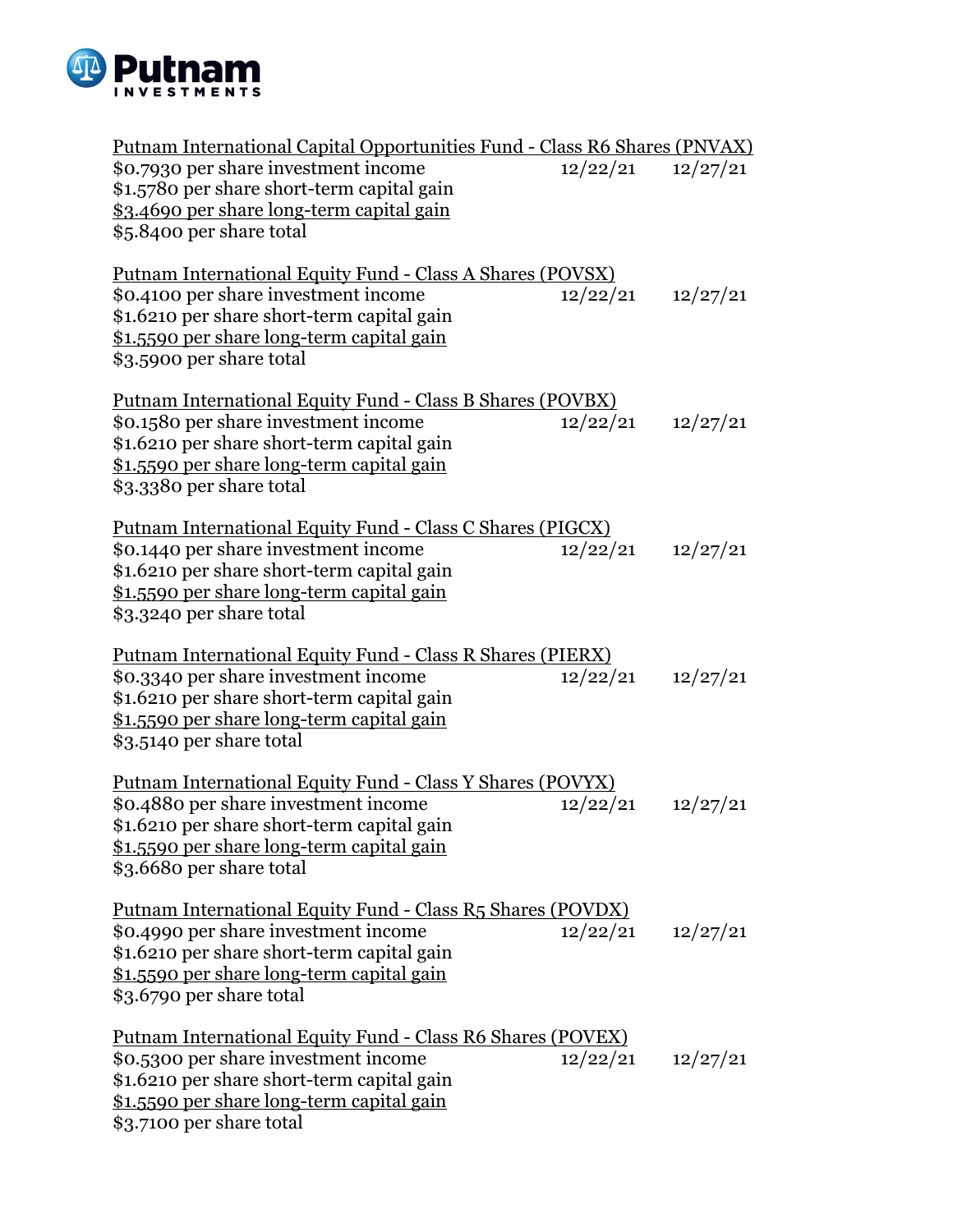Putnam Investments

<u>Putnam International Capital Opportunities Fund - Class R6 Shares (PNVAX)</u>
$0.7930 per share investment income 12/22/21 12/27/21
$1.5780 per share short-term capital gain
<u>$3.4690 per share long-term capital gain</u>
$5.8400 per share total

<u>Putnam International Equity Fund - Class A Shares (POVSX)</u>
$0.4100 per share investment income 12/22/21 12/27/21
$1.6210 per share short-term capital gain
<u>$1.5590 per share long-term capital gain</u>
$3.5900 per share total

<u>Putnam International Equity Fund - Class B Shares (POVBX)</u>
$0.1580 per share investment income 12/22/21 12/27/21
$1.6210 per share short-term capital gain
<u>$1.5590 per share long-term capital gain</u>
$3.3380 per share total

<u>Putnam International Equity Fund - Class C Shares (PIGCX)</u>
$0.1440 per share investment income 12/22/21 12/27/21
$1.6210 per share short-term capital gain
<u>$1.5590 per share long-term capital gain</u>
$3.3240 per share total

<u>Putnam International Equity Fund - Class R Shares (PIERX)</u>
$0.3340 per share investment income 12/22/21 12/27/21
$1.6210 per share short-term capital gain
<u>$1.5590 per share long-term capital gain</u>
$3.5140 per share total

<u>Putnam International Equity Fund - Class Y Shares (POVYX)</u>
$0.4880 per share investment income 12/22/21 12/27/21
$1.6210 per share short-term capital gain
<u>$1.5590 per share long-term capital gain</u>
$3.6680 per share total

<u>Putnam International Equity Fund - Class R5 Shares (POVDX)</u>
$0.4990 per share investment income 12/22/21 12/27/21
$1.6210 per share short-term capital gain
<u>$1.5590 per share long-term capital gain</u>
$3.6790 per share total

<u>Putnam International Equity Fund - Class R6 Shares (POVEX)</u>
$0.5300 per share investment income 12/22/21 12/27/21
$1.6210 per share short-term capital gain
<u>$1.5590 per share long-term capital gain</u>
$3.7100 per share total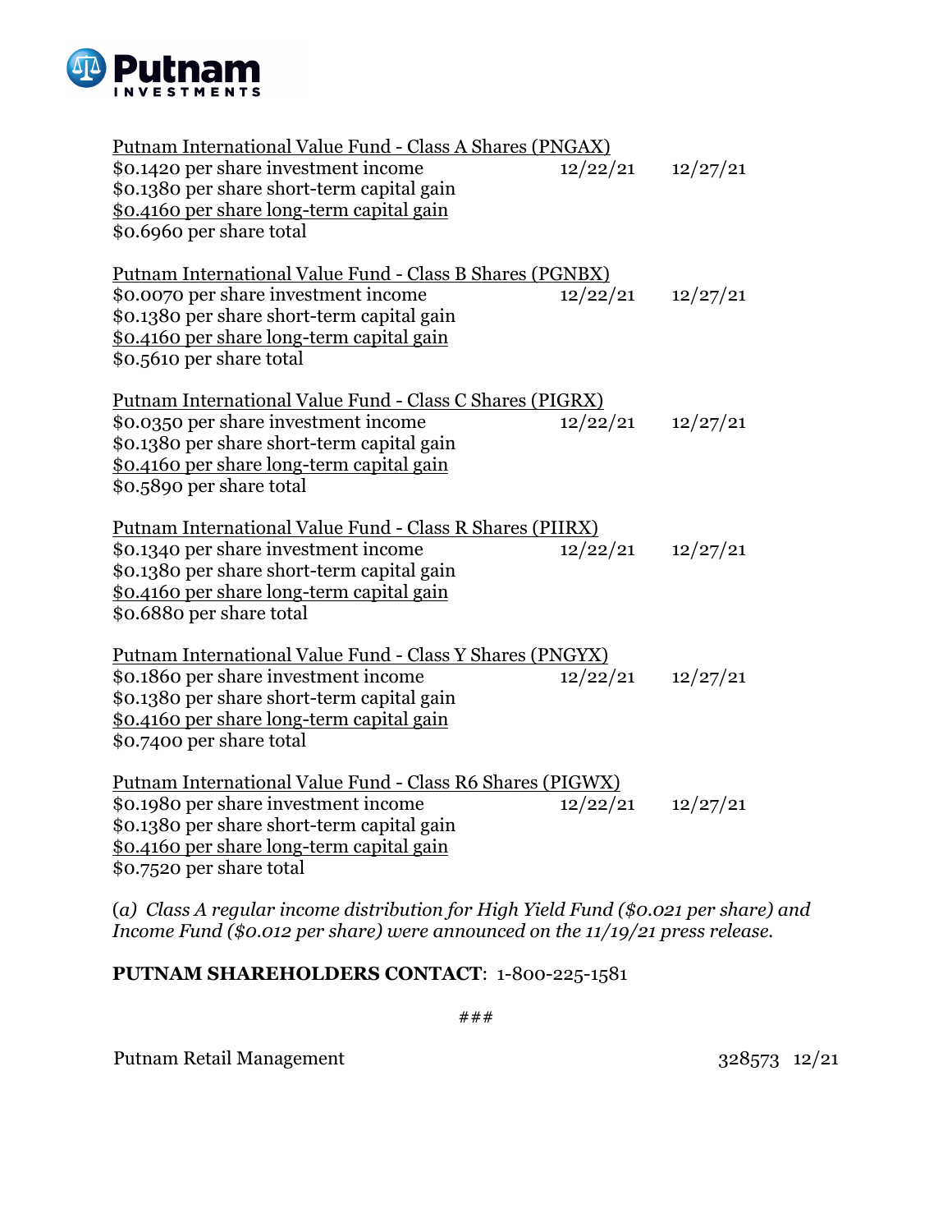Putnam INVESTMENTS

| | | |
|---|---|---|
| Putnam International Value Fund - Class A Shares (PNGAX) | | |
| $0.1420 per share investment income | 12/22/21 | 12/27/21 |
| $0.1380 per share short-term capital gain | | |
| $0.4160 per share long-term capital gain | | |
| $0.6960 per share total | | |
| | | |
| Putnam International Value Fund - Class B Shares (PGNBX) | | |
| $0.0070 per share investment income | 12/22/21 | 12/27/21 |
| $0.1380 per share short-term capital gain | | |
| $0.4160 per share long-term capital gain | | |
| $0.5610 per share total | | |
| | | |
| Putnam International Value Fund - Class C Shares (PIGRX) | | |
| $0.0350 per share investment income | 12/22/21 | 12/27/21 |
| $0.1380 per share short-term capital gain | | |
| $0.4160 per share long-term capital gain | | |
| $0.5890 per share total | | |
| | | |
| Putnam International Value Fund - Class R Shares (PIIRX) | | |
| $0.1340 per share investment income | 12/22/21 | 12/27/21 |
| $0.1380 per share short-term capital gain | | |
| $0.4160 per share long-term capital gain | | |
| $0.6880 per share total | | |
| | | |
| Putnam International Value Fund - Class Y Shares (PNGYX) | | |
| $0.1860 per share investment income | 12/22/21 | 12/27/21 |
| $0.1380 per share short-term capital gain | | |
| $0.4160 per share long-term capital gain | | |
| $0.7400 per share total | | |
| | | |
| Putnam International Value Fund - Class R6 Shares (PIGWX) | | |
| $0.1980 per share investment income | 12/22/21 | 12/27/21 |
| $0.1380 per share short-term capital gain | | |
| $0.4160 per share long-term capital gain | | |
| $0.7520 per share total | | |

(*a*) *Class A regular income distribution for High Yield Fund ($0.021 per share) and Income Fund ($0.012 per share) were announced on the 11/19/21 press release.*

**PUTNAM SHAREHOLDERS CONTACT**: 1-800-225-1581

###

Putnam Retail Management 328573 12/21